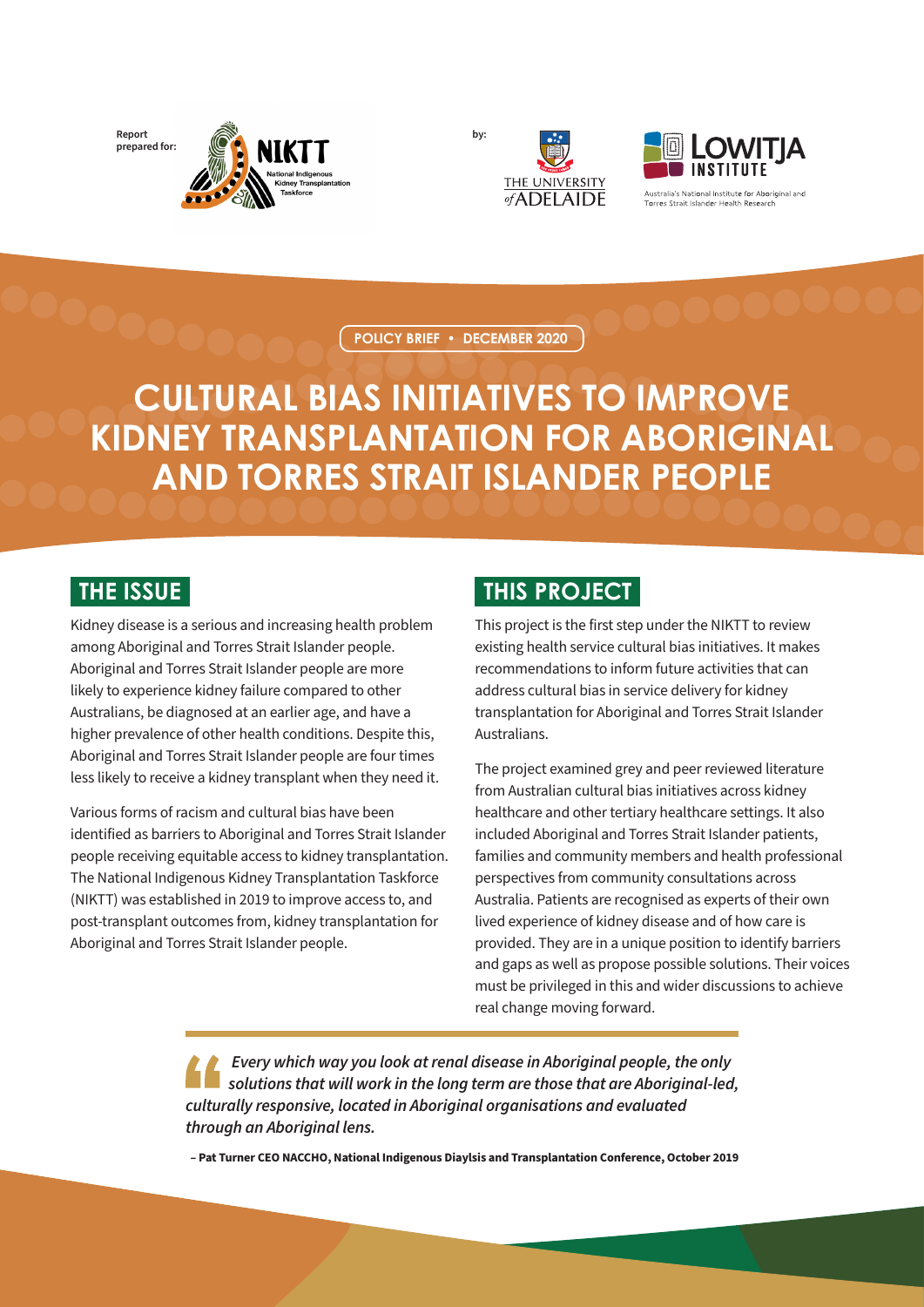Report prepared for: NIKTT National Indigenous Kidney Transplantation Taskforce

by: The University of Adelaide; Lowitja Institute — Australia's National Institute for Aboriginal and Torres Strait Islander Health Research

POLICY BRIEF • DECEMBER 2020

# CULTURAL BIAS INITIATIVES TO IMPROVE KIDNEY TRANSPLANTATION FOR ABORIGINAL AND TORRES STRAIT ISLANDER PEOPLE

## THE ISSUE

Kidney disease is a serious and increasing health problem among Aboriginal and Torres Strait Islander people. Aboriginal and Torres Strait Islander people are more likely to experience kidney failure compared to other Australians, be diagnosed at an earlier age, and have a higher prevalence of other health conditions. Despite this, Aboriginal and Torres Strait Islander people are four times less likely to receive a kidney transplant when they need it.

Various forms of racism and cultural bias have been identified as barriers to Aboriginal and Torres Strait Islander people receiving equitable access to kidney transplantation. The National Indigenous Kidney Transplantation Taskforce (NIKTT) was established in 2019 to improve access to, and post-transplant outcomes from, kidney transplantation for Aboriginal and Torres Strait Islander people.

## THIS PROJECT

This project is the first step under the NIKTT to review existing health service cultural bias initiatives. It makes recommendations to inform future activities that can address cultural bias in service delivery for kidney transplantation for Aboriginal and Torres Strait Islander Australians.

The project examined grey and peer reviewed literature from Australian cultural bias initiatives across kidney healthcare and other tertiary healthcare settings. It also included Aboriginal and Torres Strait Islander patients, families and community members and health professional perspectives from community consultations across Australia. Patients are recognised as experts of their own lived experience of kidney disease and of how care is provided. They are in a unique position to identify barriers and gaps as well as propose possible solutions. Their voices must be privileged in this and wider discussions to achieve real change moving forward.

> ***Every which way you look at renal disease in Aboriginal people, the only solutions that will work in the long term are those that are Aboriginal-led, culturally responsive, located in Aboriginal organisations and evaluated through an Aboriginal lens.***
>
> **– Pat Turner CEO NACCHO, National Indigenous Diaylsis and Transplantation Conference, October 2019**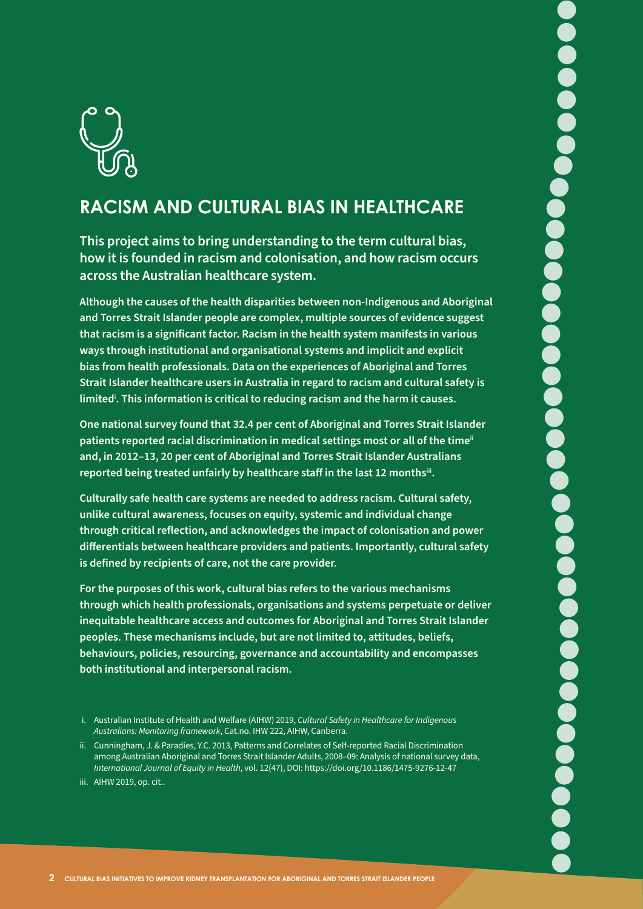# RACISM AND CULTURAL BIAS IN HEALTHCARE

**This project aims to bring understanding to the term cultural bias, how it is founded in racism and colonisation, and how racism occurs across the Australian healthcare system.**

**Although the causes of the health disparities between non-Indigenous and Aboriginal and Torres Strait Islander people are complex, multiple sources of evidence suggest that racism is a significant factor. Racism in the health system manifests in various ways through institutional and organisational systems and implicit and explicit bias from health professionals. Data on the experiences of Aboriginal and Torres Strait Islander healthcare users in Australia in regard to racism and cultural safety is limited[i]. This information is critical to reducing racism and the harm it causes.**

**One national survey found that 32.4 per cent of Aboriginal and Torres Strait Islander patients reported racial discrimination in medical settings most or all of the time[ii] and, in 2012–13, 20 per cent of Aboriginal and Torres Strait Islander Australians reported being treated unfairly by healthcare staff in the last 12 months[iii].**

**Culturally safe health care systems are needed to address racism. Cultural safety, unlike cultural awareness, focuses on equity, systemic and individual change through critical reflection, and acknowledges the impact of colonisation and power differentials between healthcare providers and patients. Importantly, cultural safety is defined by recipients of care, not the care provider.**

**For the purposes of this work, cultural bias refers to the various mechanisms through which health professionals, organisations and systems perpetuate or deliver inequitable healthcare access and outcomes for Aboriginal and Torres Strait Islander peoples. These mechanisms include, but are not limited to, attitudes, beliefs, behaviours, policies, resourcing, governance and accountability and encompasses both institutional and interpersonal racism.**

i. Australian Institute of Health and Welfare (AIHW) 2019, *Cultural Safety in Healthcare for Indigenous Australians: Monitoring framework*, Cat.no. IHW 222, AIHW, Canberra.

ii. Cunningham, J. & Paradies, Y.C. 2013, Patterns and Correlates of Self-reported Racial Discrimination among Australian Aboriginal and Torres Strait Islander Adults, 2008–09: Analysis of national survey data, *International Journal of Equity in Health*, vol. 12(47), DOI: https://doi.org/10.1186/1475-9276-12-47

iii. AIHW 2019, op. cit..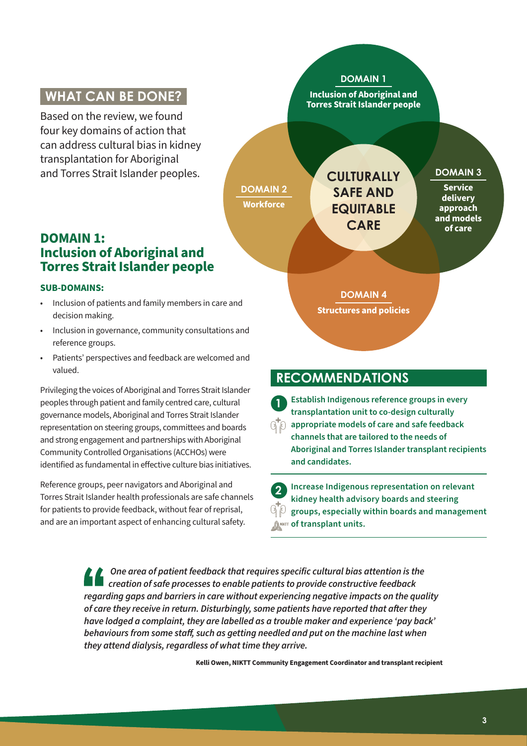## WHAT CAN BE DONE?

Based on the review, we found four key domains of action that can address cultural bias in kidney transplantation for Aboriginal and Torres Strait Islander peoples.

**DOMAIN 1**
Inclusion of Aboriginal and Torres Strait Islander people

**DOMAIN 2**
Workforce

**CULTURALLY SAFE AND EQUITABLE CARE**

**DOMAIN 3**
Service delivery approach and models of care

**DOMAIN 4**
Structures and policies

## DOMAIN 1: Inclusion of Aboriginal and Torres Strait Islander people

**SUB-DOMAINS:**

- Inclusion of patients and family members in care and decision making.
- Inclusion in governance, community consultations and reference groups.
- Patients' perspectives and feedback are welcomed and valued.

Privileging the voices of Aboriginal and Torres Strait Islander peoples through patient and family centred care, cultural governance models, Aboriginal and Torres Strait Islander representation on steering groups, committees and boards and strong engagement and partnerships with Aboriginal Community Controlled Organisations (ACCHOs) were identified as fundamental in effective culture bias initiatives.

Reference groups, peer navigators and Aboriginal and Torres Strait Islander health professionals are safe channels for patients to provide feedback, without fear of reprisal, and are an important aspect of enhancing cultural safety.

## RECOMMENDATIONS

1. **Establish Indigenous reference groups in every transplantation unit to co-design culturally appropriate models of care and safe feedback channels that are tailored to the needs of Aboriginal and Torres Islander transplant recipients and candidates.**

2. **Increase Indigenous representation on relevant kidney health advisory boards and steering groups, especially within boards and management of transplant units.**

> ***One area of patient feedback that requires specific cultural bias attention is the creation of safe processes to enable patients to provide constructive feedback regarding gaps and barriers in care without experiencing negative impacts on the quality of care they receive in return. Disturbingly, some patients have reported that after they have lodged a complaint, they are labelled as a trouble maker and experience 'pay back' behaviours from some staff, such as getting needled and put on the machine last when they attend dialysis, regardless of what time they arrive.***
>
> **Kelli Owen, NIKTT Community Engagement Coordinator and transplant recipient**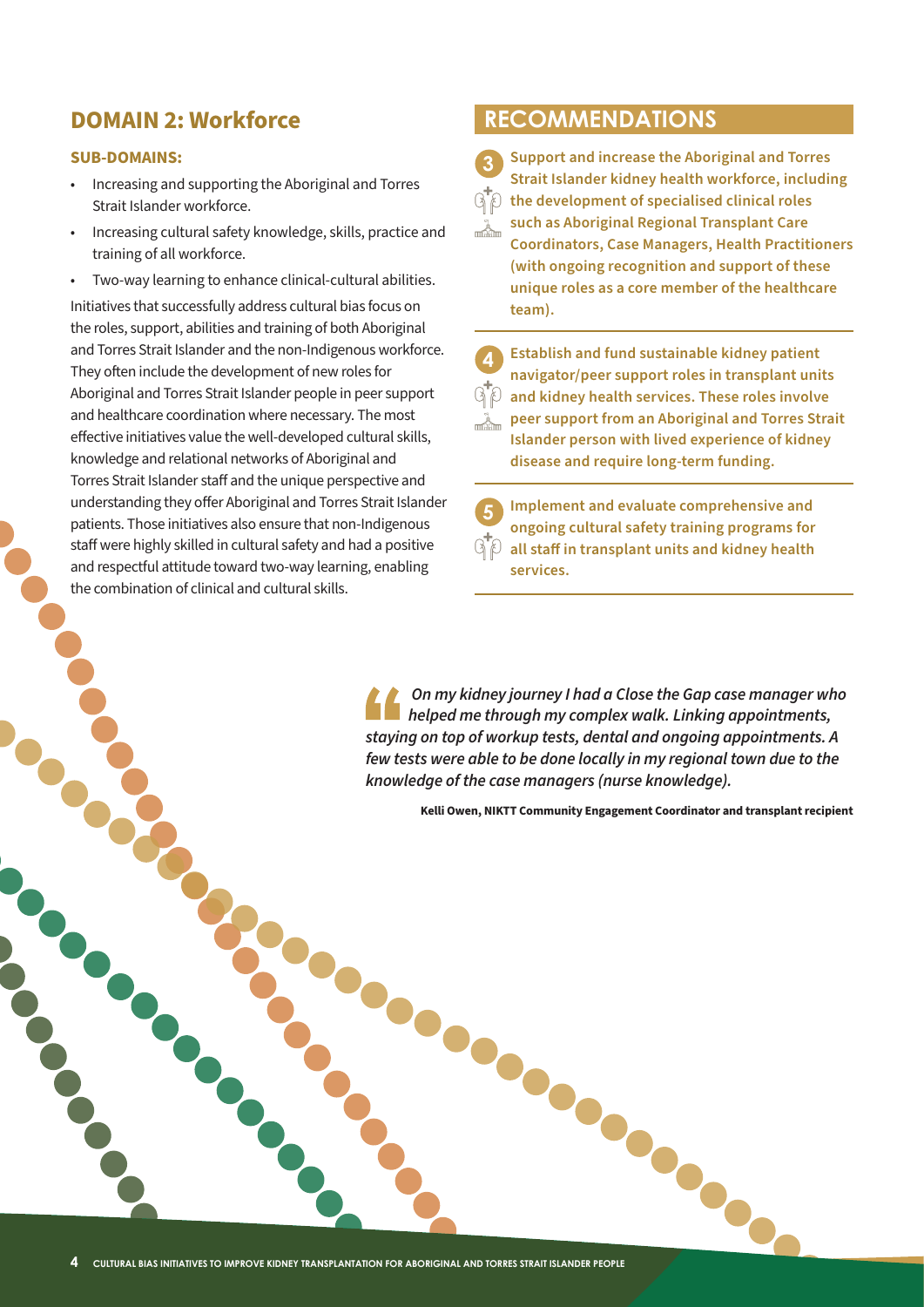## DOMAIN 2: Workforce

**SUB-DOMAINS:**

- Increasing and supporting the Aboriginal and Torres Strait Islander workforce.
- Increasing cultural safety knowledge, skills, practice and training of all workforce.
- Two-way learning to enhance clinical-cultural abilities.

Initiatives that successfully address cultural bias focus on the roles, support, abilities and training of both Aboriginal and Torres Strait Islander and the non-Indigenous workforce. They often include the development of new roles for Aboriginal and Torres Strait Islander people in peer support and healthcare coordination where necessary. The most effective initiatives value the well-developed cultural skills, knowledge and relational networks of Aboriginal and Torres Strait Islander staff and the unique perspective and understanding they offer Aboriginal and Torres Strait Islander patients. Those initiatives also ensure that non-Indigenous staff were highly skilled in cultural safety and had a positive and respectful attitude toward two-way learning, enabling the combination of clinical and cultural skills.

## RECOMMENDATIONS

**3** **Support and increase the Aboriginal and Torres Strait Islander kidney health workforce, including the development of specialised clinical roles such as Aboriginal Regional Transplant Care Coordinators, Case Managers, Health Practitioners (with ongoing recognition and support of these unique roles as a core member of the healthcare team).**

**4** **Establish and fund sustainable kidney patient navigator/peer support roles in transplant units and kidney health services. These roles involve peer support from an Aboriginal and Torres Strait Islander person with lived experience of kidney disease and require long-term funding.**

**5** **Implement and evaluate comprehensive and ongoing cultural safety training programs for all staff in transplant units and kidney health services.**

> ***On my kidney journey I had a Close the Gap case manager who helped me through my complex walk. Linking appointments, staying on top of workup tests, dental and ongoing appointments. A few tests were able to be done locally in my regional town due to the knowledge of the case managers (nurse knowledge).***
>
> **Kelli Owen, NIKTT Community Engagement Coordinator and transplant recipient**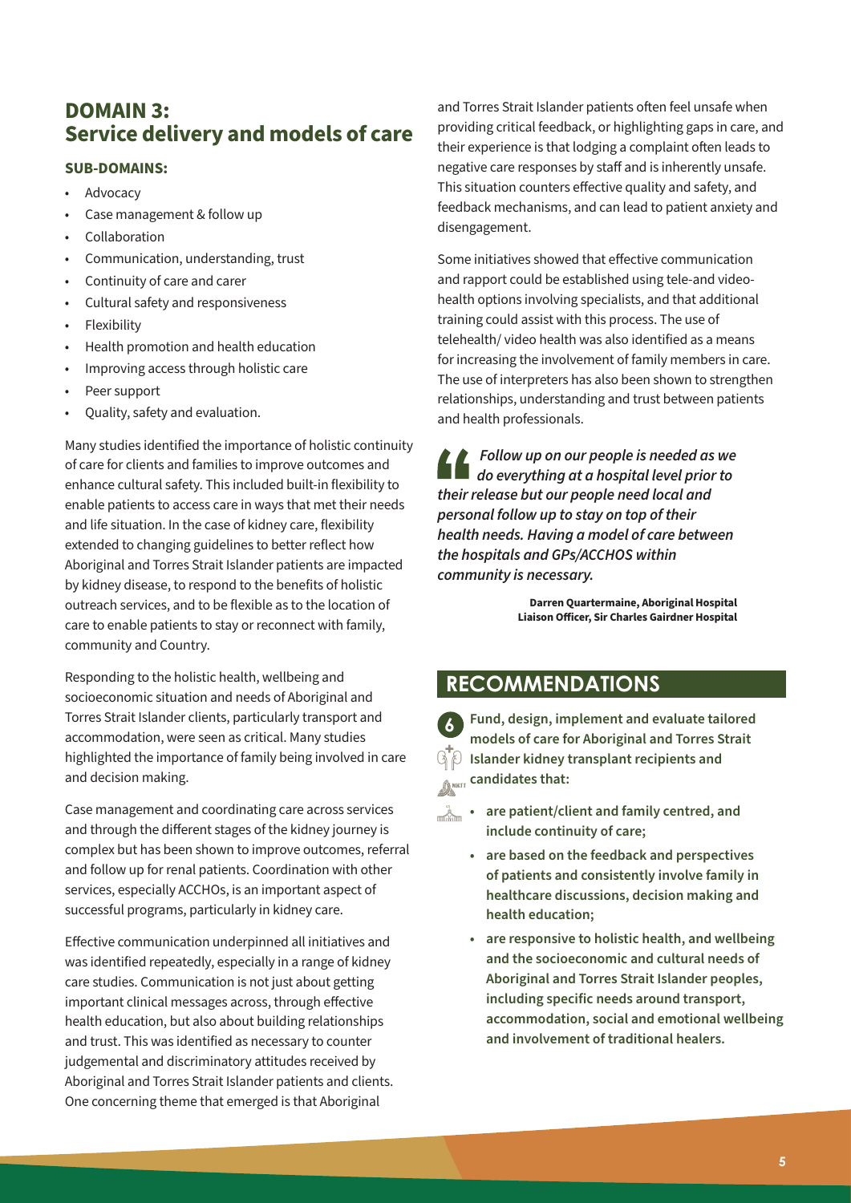## DOMAIN 3: Service delivery and models of care

**SUB-DOMAINS:**

- Advocacy
- Case management & follow up
- Collaboration
- Communication, understanding, trust
- Continuity of care and carer
- Cultural safety and responsiveness
- Flexibility
- Health promotion and health education
- Improving access through holistic care
- Peer support
- Quality, safety and evaluation.

Many studies identified the importance of holistic continuity of care for clients and families to improve outcomes and enhance cultural safety. This included built-in flexibility to enable patients to access care in ways that met their needs and life situation. In the case of kidney care, flexibility extended to changing guidelines to better reflect how Aboriginal and Torres Strait Islander patients are impacted by kidney disease, to respond to the benefits of holistic outreach services, and to be flexible as to the location of care to enable patients to stay or reconnect with family, community and Country.

Responding to the holistic health, wellbeing and socioeconomic situation and needs of Aboriginal and Torres Strait Islander clients, particularly transport and accommodation, were seen as critical. Many studies highlighted the importance of family being involved in care and decision making.

Case management and coordinating care across services and through the different stages of the kidney journey is complex but has been shown to improve outcomes, referral and follow up for renal patients. Coordination with other services, especially ACCHOs, is an important aspect of successful programs, particularly in kidney care.

Effective communication underpinned all initiatives and was identified repeatedly, especially in a range of kidney care studies. Communication is not just about getting important clinical messages across, through effective health education, but also about building relationships and trust. This was identified as necessary to counter judgemental and discriminatory attitudes received by Aboriginal and Torres Strait Islander patients and clients. One concerning theme that emerged is that Aboriginal and Torres Strait Islander patients often feel unsafe when providing critical feedback, or highlighting gaps in care, and their experience is that lodging a complaint often leads to negative care responses by staff and is inherently unsafe. This situation counters effective quality and safety, and feedback mechanisms, and can lead to patient anxiety and disengagement.

Some initiatives showed that effective communication and rapport could be established using tele-and video-health options involving specialists, and that additional training could assist with this process. The use of telehealth/ video health was also identified as a means for increasing the involvement of family members in care. The use of interpreters has also been shown to strengthen relationships, understanding and trust between patients and health professionals.

> ***Follow up on our people is needed as we do everything at a hospital level prior to their release but our people need local and personal follow up to stay on top of their health needs. Having a model of care between the hospitals and GPs/ACCHOS within community is necessary.***
>
> **Darren Quartermaine, Aboriginal Hospital Liaison Officer, Sir Charles Gairdner Hospital**

## RECOMMENDATIONS

**6 Fund, design, implement and evaluate tailored models of care for Aboriginal and Torres Strait Islander kidney transplant recipients and candidates that:**

- **are patient/client and family centred, and include continuity of care;**
- **are based on the feedback and perspectives of patients and consistently involve family in healthcare discussions, decision making and health education;**
- **are responsive to holistic health, and wellbeing and the socioeconomic and cultural needs of Aboriginal and Torres Strait Islander peoples, including specific needs around transport, accommodation, social and emotional wellbeing and involvement of traditional healers.**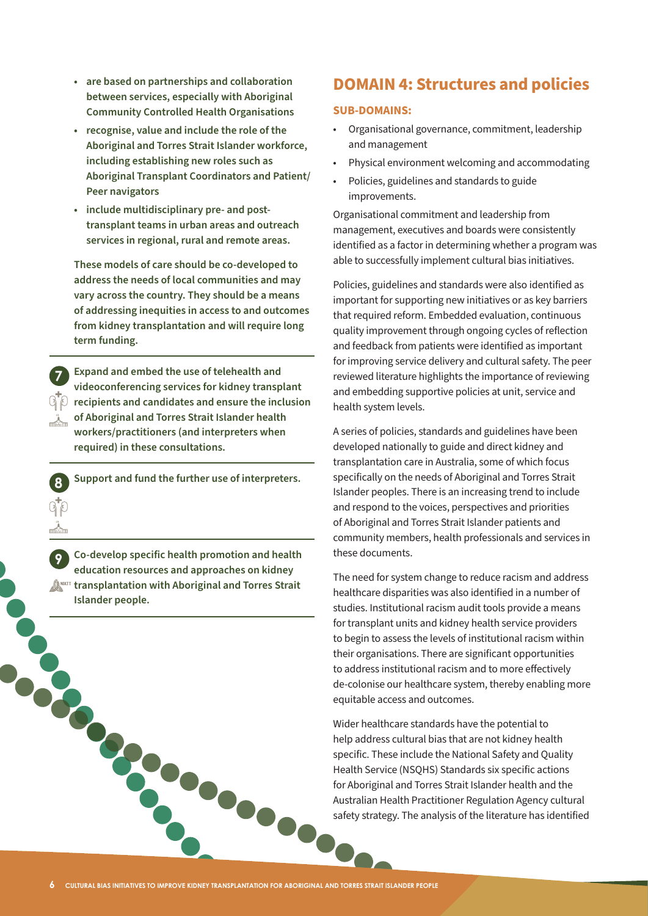- **are based on partnerships and collaboration between services, especially with Aboriginal Community Controlled Health Organisations**
- **recognise, value and include the role of the Aboriginal and Torres Strait Islander workforce, including establishing new roles such as Aboriginal Transplant Coordinators and Patient/ Peer navigators**
- **include multidisciplinary pre- and post-transplant teams in urban areas and outreach services in regional, rural and remote areas.**

**These models of care should be co-developed to address the needs of local communities and may vary across the country. They should be a means of addressing inequities in access to and outcomes from kidney transplantation and will require long term funding.**

**7** **Expand and embed the use of telehealth and videoconferencing services for kidney transplant recipients and candidates and ensure the inclusion of Aboriginal and Torres Strait Islander health workers/practitioners (and interpreters when required) in these consultations.**

**8** **Support and fund the further use of interpreters.**

**9** **Co-develop specific health promotion and health education resources and approaches on kidney transplantation with Aboriginal and Torres Strait Islander people.**

## DOMAIN 4: Structures and policies

**SUB-DOMAINS:**

- Organisational governance, commitment, leadership and management
- Physical environment welcoming and accommodating
- Policies, guidelines and standards to guide improvements.

Organisational commitment and leadership from management, executives and boards were consistently identified as a factor in determining whether a program was able to successfully implement cultural bias initiatives.

Policies, guidelines and standards were also identified as important for supporting new initiatives or as key barriers that required reform. Embedded evaluation, continuous quality improvement through ongoing cycles of reflection and feedback from patients were identified as important for improving service delivery and cultural safety. The peer reviewed literature highlights the importance of reviewing and embedding supportive policies at unit, service and health system levels.

A series of policies, standards and guidelines have been developed nationally to guide and direct kidney and transplantation care in Australia, some of which focus specifically on the needs of Aboriginal and Torres Strait Islander peoples. There is an increasing trend to include and respond to the voices, perspectives and priorities of Aboriginal and Torres Strait Islander patients and community members, health professionals and services in these documents.

The need for system change to reduce racism and address healthcare disparities was also identified in a number of studies. Institutional racism audit tools provide a means for transplant units and kidney health service providers to begin to assess the levels of institutional racism within their organisations. There are significant opportunities to address institutional racism and to more effectively de-colonise our healthcare system, thereby enabling more equitable access and outcomes.

Wider healthcare standards have the potential to help address cultural bias that are not kidney health specific. These include the National Safety and Quality Health Service (NSQHS) Standards six specific actions for Aboriginal and Torres Strait Islander health and the Australian Health Practitioner Regulation Agency cultural safety strategy. The analysis of the literature has identified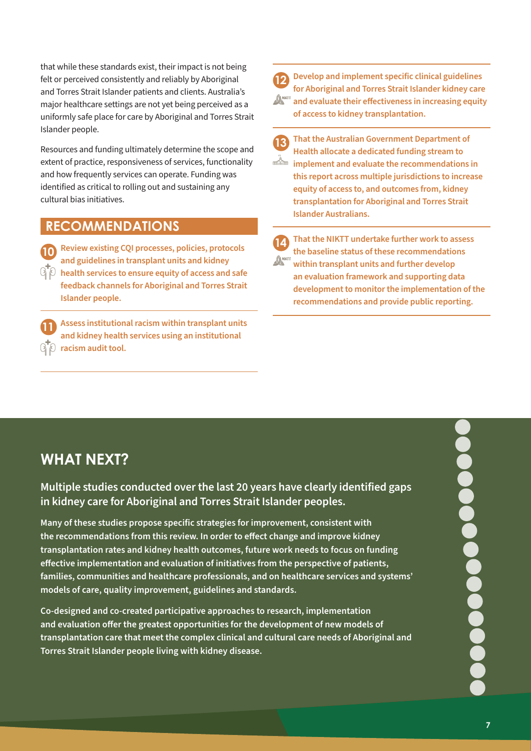that while these standards exist, their impact is not being felt or perceived consistently and reliably by Aboriginal and Torres Strait Islander patients and clients. Australia's major healthcare settings are not yet being perceived as a uniformly safe place for care by Aboriginal and Torres Strait Islander people.

Resources and funding ultimately determine the scope and extent of practice, responsiveness of services, functionality and how frequently services can operate. Funding was identified as critical to rolling out and sustaining any cultural bias initiatives.

## RECOMMENDATIONS

**10** **Review existing CQI processes, policies, protocols and guidelines in transplant units and kidney health services to ensure equity of access and safe feedback channels for Aboriginal and Torres Strait Islander people.**

**11** **Assess institutional racism within transplant units and kidney health services using an institutional racism audit tool.**

**12** **Develop and implement specific clinical guidelines for Aboriginal and Torres Strait Islander kidney care and evaluate their effectiveness in increasing equity of access to kidney transplantation.**

**13** **That the Australian Government Department of Health allocate a dedicated funding stream to implement and evaluate the recommendations in this report across multiple jurisdictions to increase equity of access to, and outcomes from, kidney transplantation for Aboriginal and Torres Strait Islander Australians.**

**14** **That the NIKTT undertake further work to assess the baseline status of these recommendations within transplant units and further develop an evaluation framework and supporting data development to monitor the implementation of the recommendations and provide public reporting.**

## WHAT NEXT?

### Multiple studies conducted over the last 20 years have clearly identified gaps in kidney care for Aboriginal and Torres Strait Islander peoples.

**Many of these studies propose specific strategies for improvement, consistent with the recommendations from this review. In order to effect change and improve kidney transplantation rates and kidney health outcomes, future work needs to focus on funding effective implementation and evaluation of initiatives from the perspective of patients, families, communities and healthcare professionals, and on healthcare services and systems' models of care, quality improvement, guidelines and standards.**

**Co-designed and co-created participative approaches to research, implementation and evaluation offer the greatest opportunities for the development of new models of transplantation care that meet the complex clinical and cultural care needs of Aboriginal and Torres Strait Islander people living with kidney disease.**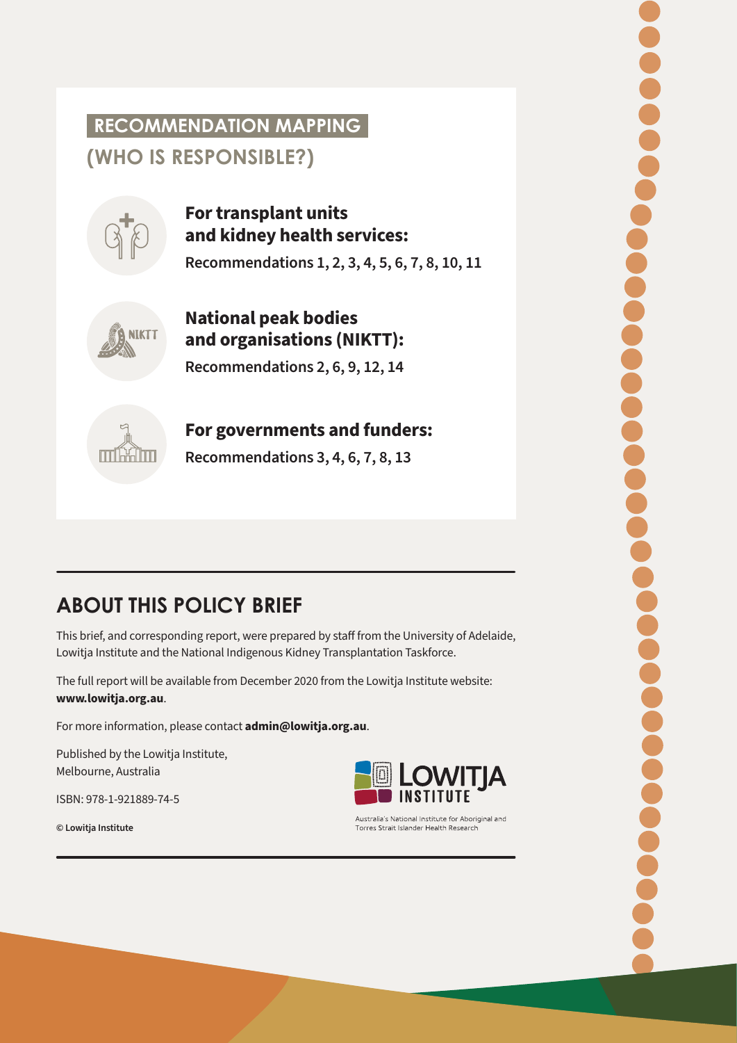## RECOMMENDATION MAPPING

## (WHO IS RESPONSIBLE?)

**For transplant units and kidney health services:**

**Recommendations 1, 2, 3, 4, 5, 6, 7, 8, 10, 11**

**National peak bodies and organisations (NIKTT):**

**Recommendations 2, 6, 9, 12, 14**

**For governments and funders:**

**Recommendations 3, 4, 6, 7, 8, 13**

## ABOUT THIS POLICY BRIEF

This brief, and corresponding report, were prepared by staff from the University of Adelaide, Lowitja Institute and the National Indigenous Kidney Transplantation Taskforce.

The full report will be available from December 2020 from the Lowitja Institute website: **www.lowitja.org.au**.

For more information, please contact **admin@lowitja.org.au**.

Published by the Lowitja Institute, Melbourne, Australia

ISBN: 978-1-921889-74-5

**© Lowitja Institute**

LOWITJA INSTITUTE

Australia's National Institute for Aboriginal and Torres Strait Islander Health Research